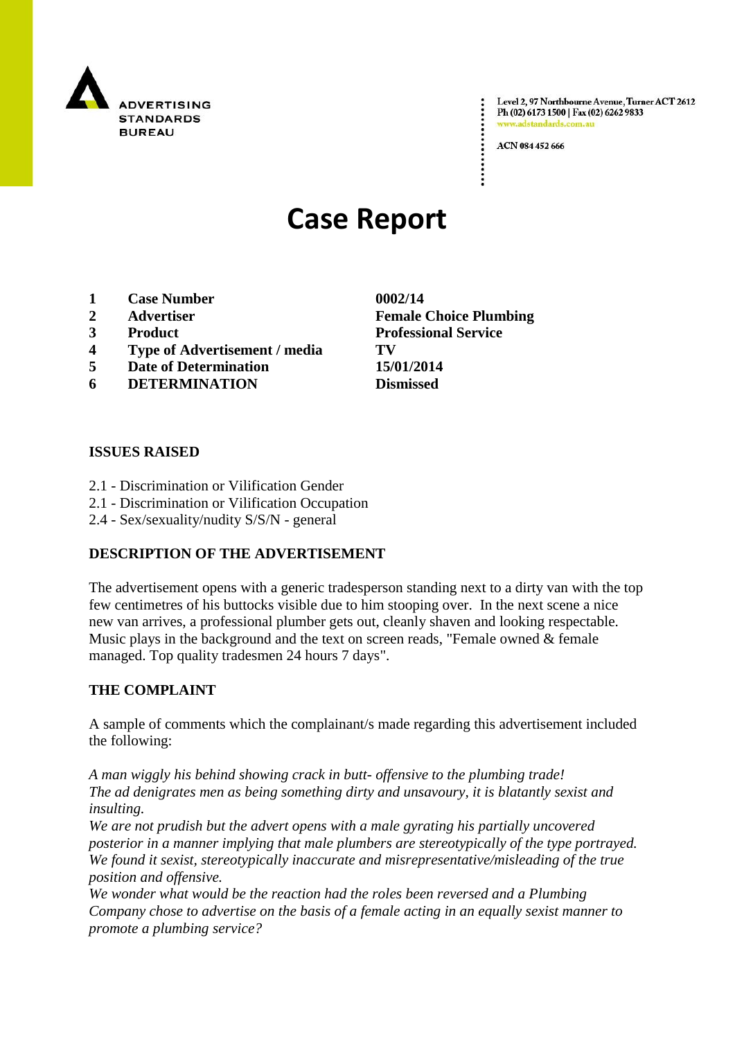ADVERTISING STANDARDS BUREAU

Level 2, 97 Northbourne Avenue, Turner ACT 2612
Ph (02) 6173 1500 | Fax (02) 6262 9833
www.adstandards.com.au

ACN 084 452 666

# Case Report

| | | |
|---|---|---|
| **1** | **Case Number** | **0002/14** |
| **2** | **Advertiser** | **Female Choice Plumbing** |
| **3** | **Product** | **Professional Service** |
| **4** | **Type of Advertisement / media** | **TV** |
| **5** | **Date of Determination** | **15/01/2014** |
| **6** | **DETERMINATION** | **Dismissed** |

**ISSUES RAISED**

2.1 - Discrimination or Vilification Gender
2.1 - Discrimination or Vilification Occupation
2.4 - Sex/sexuality/nudity S/S/N - general

**DESCRIPTION OF THE ADVERTISEMENT**

The advertisement opens with a generic tradesperson standing next to a dirty van with the top few centimetres of his buttocks visible due to him stooping over. In the next scene a nice new van arrives, a professional plumber gets out, cleanly shaven and looking respectable. Music plays in the background and the text on screen reads, "Female owned & female managed. Top quality tradesmen 24 hours 7 days".

**THE COMPLAINT**

A sample of comments which the complainant/s made regarding this advertisement included the following:

*A man wiggly his behind showing crack in butt- offensive to the plumbing trade!*
*The ad denigrates men as being something dirty and unsavoury, it is blatantly sexist and insulting.*
*We are not prudish but the advert opens with a male gyrating his partially uncovered posterior in a manner implying that male plumbers are stereotypically of the type portrayed. We found it sexist, stereotypically inaccurate and misrepresentative/misleading of the true position and offensive.*
*We wonder what would be the reaction had the roles been reversed and a Plumbing Company chose to advertise on the basis of a female acting in an equally sexist manner to promote a plumbing service?*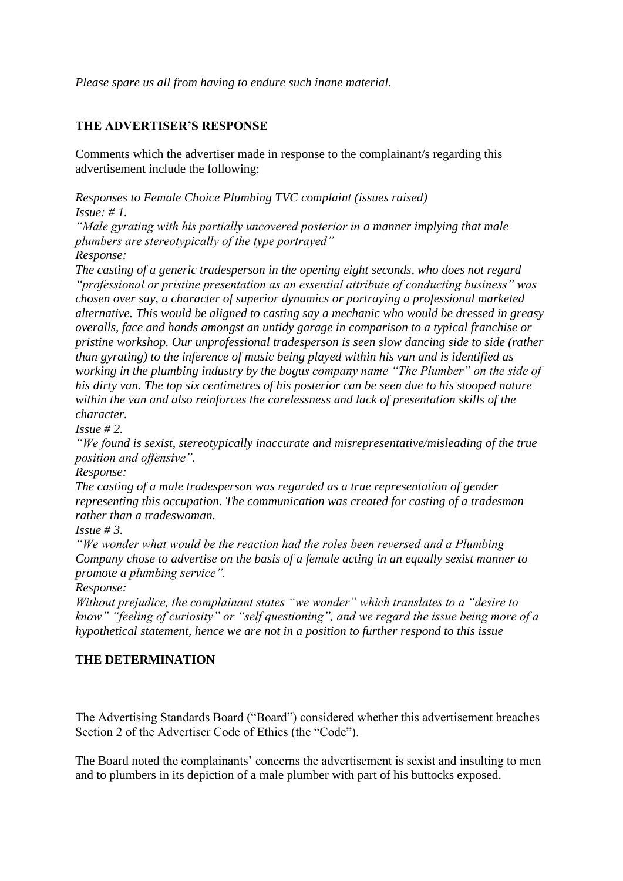*Please spare us all from having to endure such inane material.*

## THE ADVERTISER'S RESPONSE

Comments which the advertiser made in response to the complainant/s regarding this advertisement include the following:

*Responses to Female Choice Plumbing TVC complaint (issues raised)*
*Issue: # 1.*
*"Male gyrating with his partially uncovered posterior in a manner implying that male plumbers are stereotypically of the type portrayed"*
*Response:*
*The casting of a generic tradesperson in the opening eight seconds, who does not regard "professional or pristine presentation as an essential attribute of conducting business" was chosen over say, a character of superior dynamics or portraying a professional marketed alternative. This would be aligned to casting say a mechanic who would be dressed in greasy overalls, face and hands amongst an untidy garage in comparison to a typical franchise or pristine workshop. Our unprofessional tradesperson is seen slow dancing side to side (rather than gyrating) to the inference of music being played within his van and is identified as working in the plumbing industry by the bogus company name "The Plumber" on the side of his dirty van. The top six centimetres of his posterior can be seen due to his stooped nature within the van and also reinforces the carelessness and lack of presentation skills of the character.*
*Issue # 2.*
*"We found is sexist, stereotypically inaccurate and misrepresentative/misleading of the true position and offensive".*
*Response:*
*The casting of a male tradesperson was regarded as a true representation of gender representing this occupation. The communication was created for casting of a tradesman rather than a tradeswoman.*
*Issue # 3.*
*"We wonder what would be the reaction had the roles been reversed and a Plumbing Company chose to advertise on the basis of a female acting in an equally sexist manner to promote a plumbing service".*
*Response:*
*Without prejudice, the complainant states "we wonder" which translates to a "desire to know" "feeling of curiosity" or "self questioning", and we regard the issue being more of a hypothetical statement, hence we are not in a position to further respond to this issue*

## THE DETERMINATION

The Advertising Standards Board ("Board") considered whether this advertisement breaches Section 2 of the Advertiser Code of Ethics (the "Code").

The Board noted the complainants' concerns the advertisement is sexist and insulting to men and to plumbers in its depiction of a male plumber with part of his buttocks exposed.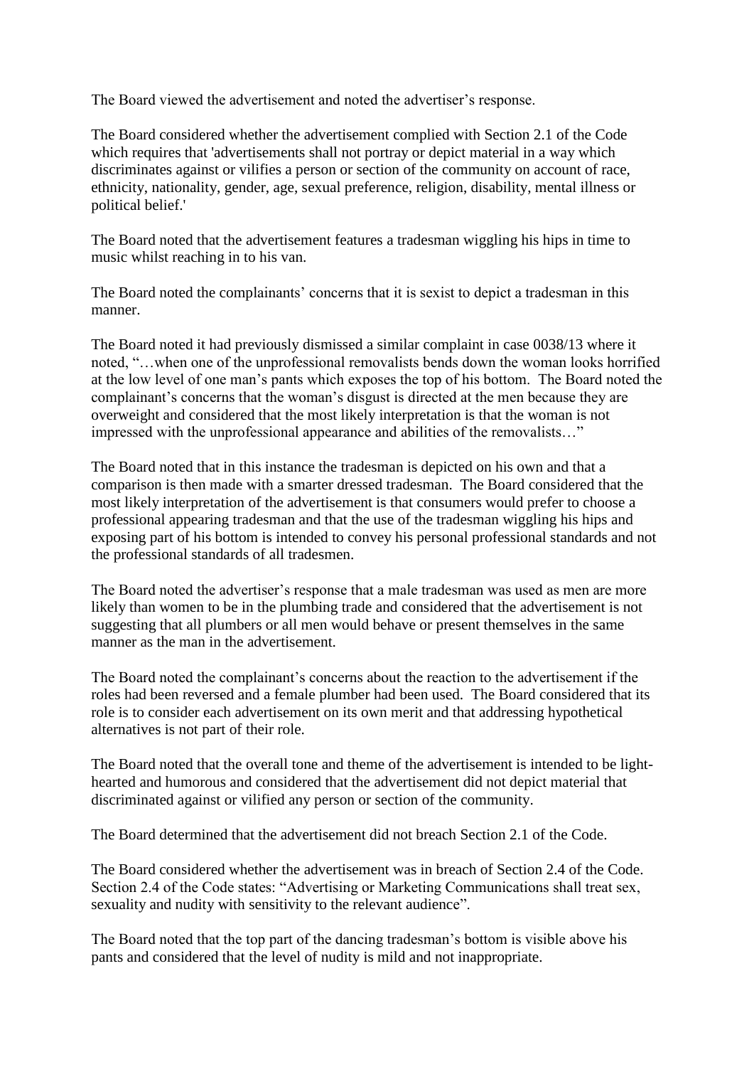The Board viewed the advertisement and noted the advertiser's response.

The Board considered whether the advertisement complied with Section 2.1 of the Code which requires that 'advertisements shall not portray or depict material in a way which discriminates against or vilifies a person or section of the community on account of race, ethnicity, nationality, gender, age, sexual preference, religion, disability, mental illness or political belief.'

The Board noted that the advertisement features a tradesman wiggling his hips in time to music whilst reaching in to his van.

The Board noted the complainants' concerns that it is sexist to depict a tradesman in this manner.

The Board noted it had previously dismissed a similar complaint in case 0038/13 where it noted, "…when one of the unprofessional removalists bends down the woman looks horrified at the low level of one man's pants which exposes the top of his bottom. The Board noted the complainant's concerns that the woman's disgust is directed at the men because they are overweight and considered that the most likely interpretation is that the woman is not impressed with the unprofessional appearance and abilities of the removalists…"

The Board noted that in this instance the tradesman is depicted on his own and that a comparison is then made with a smarter dressed tradesman. The Board considered that the most likely interpretation of the advertisement is that consumers would prefer to choose a professional appearing tradesman and that the use of the tradesman wiggling his hips and exposing part of his bottom is intended to convey his personal professional standards and not the professional standards of all tradesmen.

The Board noted the advertiser's response that a male tradesman was used as men are more likely than women to be in the plumbing trade and considered that the advertisement is not suggesting that all plumbers or all men would behave or present themselves in the same manner as the man in the advertisement.

The Board noted the complainant's concerns about the reaction to the advertisement if the roles had been reversed and a female plumber had been used. The Board considered that its role is to consider each advertisement on its own merit and that addressing hypothetical alternatives is not part of their role.

The Board noted that the overall tone and theme of the advertisement is intended to be light-hearted and humorous and considered that the advertisement did not depict material that discriminated against or vilified any person or section of the community.

The Board determined that the advertisement did not breach Section 2.1 of the Code.

The Board considered whether the advertisement was in breach of Section 2.4 of the Code. Section 2.4 of the Code states: "Advertising or Marketing Communications shall treat sex, sexuality and nudity with sensitivity to the relevant audience".

The Board noted that the top part of the dancing tradesman's bottom is visible above his pants and considered that the level of nudity is mild and not inappropriate.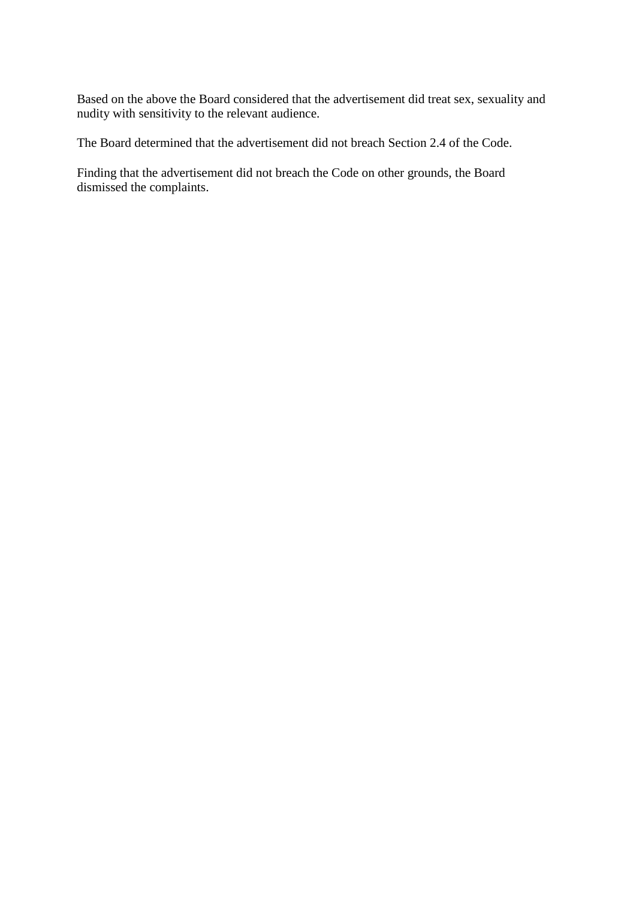Based on the above the Board considered that the advertisement did treat sex, sexuality and nudity with sensitivity to the relevant audience.

The Board determined that the advertisement did not breach Section 2.4 of the Code.

Finding that the advertisement did not breach the Code on other grounds, the Board dismissed the complaints.